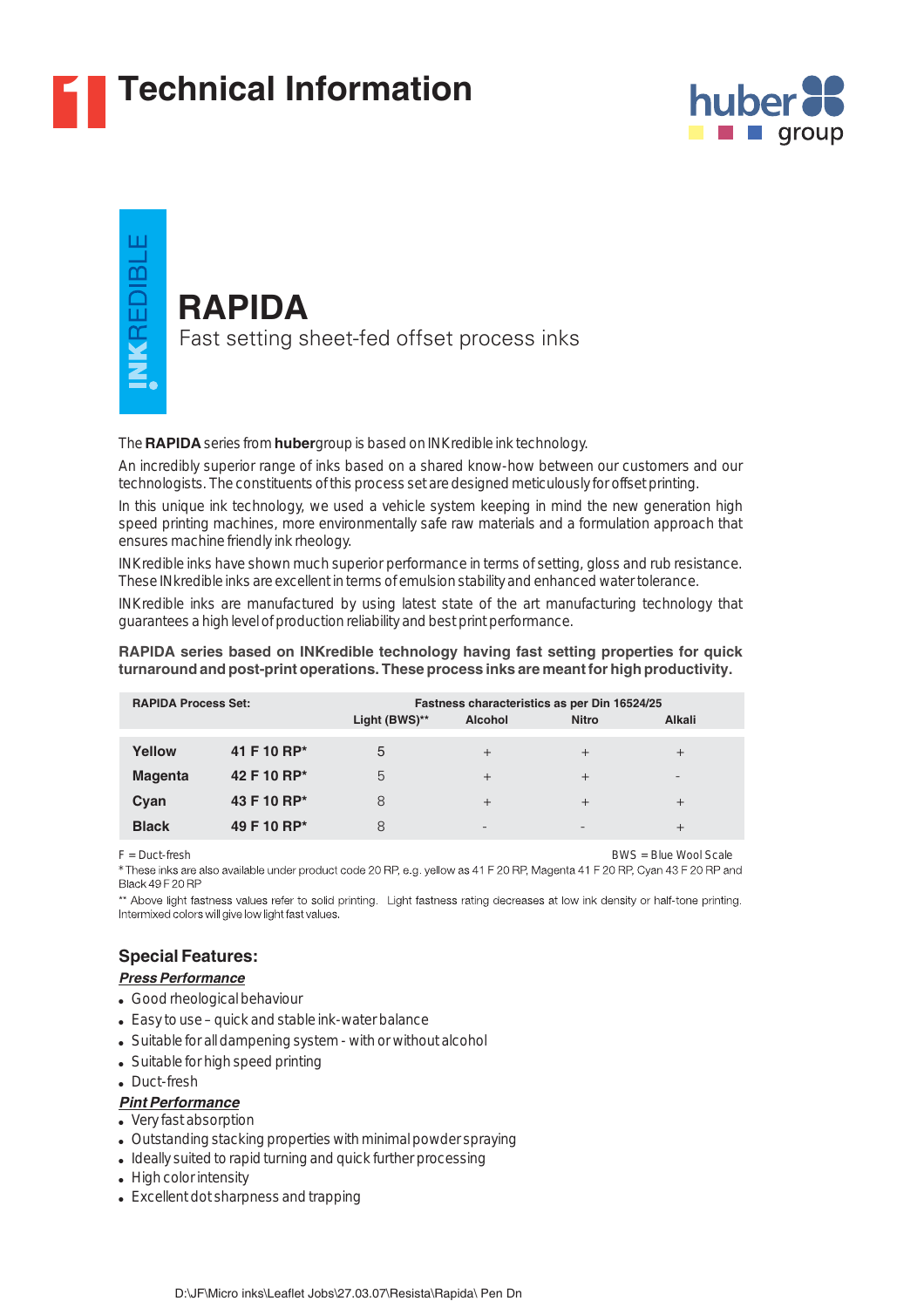# Technical Information

huber group

INKREDIBLE

# RAPIDA

Fast setting sheet-fed offset process inks

The **RAPIDA** series from **huber**group is based on INKredible ink technology.

An incredibly superior range of inks based on a shared know-how between our customers and our technologists. The constituents of this process set are designed meticulously for offset printing.

In this unique ink technology, we used a vehicle system keeping in mind the new generation high speed printing machines, more environmentally safe raw materials and a formulation approach that ensures machine friendly ink rheology.

INKredible inks have shown much superior performance in terms of setting, gloss and rub resistance. These INkredible inks are excellent in terms of emulsion stability and enhanced water tolerance.

INKredible inks are manufactured by using latest state of the art manufacturing technology that guarantees a high level of production reliability and best print performance.

**RAPIDA series based on INKredible technology having fast setting properties for quick turnaround and post-print operations. These process inks are meant for high productivity.**

| RAPIDA Process Set: | | Fastness characteristics as per Din 16524/25 | | | |
|---|---|---|---|---|---|
| | | Light (BWS)** | Alcohol | Nitro | Alkali |
| Yellow | 41 F 10 RP* | 5 | + | + | + |
| Magenta | 42 F 10 RP* | 5 | + | + | - |
| Cyan | 43 F 10 RP* | 8 | + | + | + |
| Black | 49 F 10 RP* | 8 | - | - | + |

F = Duct-fresh
BWS = Blue Wool Scale

* These inks are also available under product code 20 RP, e.g. yellow as 41 F 20 RP, Magenta 41 F 20 RP, Cyan 43 F 20 RP and Black 49 F 20 RP

** Above light fastness values refer to solid printing. Light fastness rating decreases at low ink density or half-tone printing. Intermixed colors will give low light fast values.

## Special Features:

***Press Performance***

- Good rheological behaviour
- Easy to use – quick and stable ink-water balance
- Suitable for all dampening system - with or without alcohol
- Suitable for high speed printing
- Duct-fresh

***Pint Performance***

- Very fast absorption
- Outstanding stacking properties with minimal powder spraying
- Ideally suited to rapid turning and quick further processing
- High color intensity
- Excellent dot sharpness and trapping

D:\JF\Micro inks\Leaflet Jobs\27.03.07\Resista\Rapida\ Pen Dn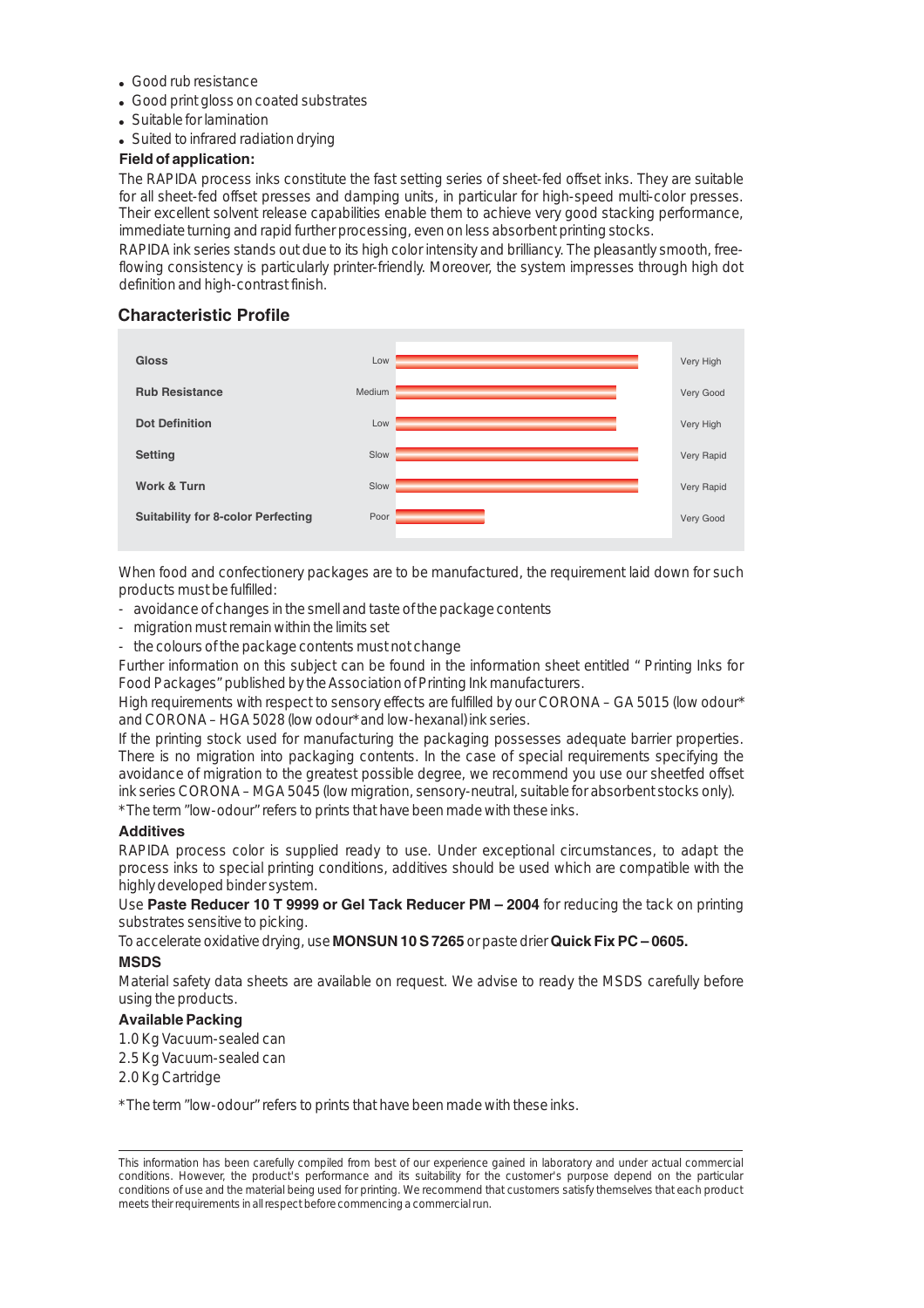- Good rub resistance
- Good print gloss on coated substrates
- Suitable for lamination
- Suited to infrared radiation drying

**Field of application:**

The RAPIDA process inks constitute the fast setting series of sheet-fed offset inks. They are suitable for all sheet-fed offset presses and damping units, in particular for high-speed multi-color presses. Their excellent solvent release capabilities enable them to achieve very good stacking performance, immediate turning and rapid further processing, even on less absorbent printing stocks.

RAPIDA ink series stands out due to its high color intensity and brilliancy. The pleasantly smooth, free-flowing consistency is particularly printer-friendly. Moreover, the system impresses through high dot definition and high-contrast finish.

## Characteristic Profile

Gloss — Low — Very High

Rub Resistance — Medium — Very Good

Dot Definition — Low — Very High

Setting — Slow — Very Rapid

Work & Turn — Slow — Very Rapid

Suitability for 8-color Perfecting — Poor — Very Good

When food and confectionery packages are to be manufactured, the requirement laid down for such products must be fulfilled:

- avoidance of changes in the smell and taste of the package contents
- migration must remain within the limits set
- the colours of the package contents must not change

Further information on this subject can be found in the information sheet entitled " Printing Inks for Food Packages" published by the Association of Printing Ink manufacturers.

High requirements with respect to sensory effects are fulfilled by our CORONA – GA 5015 (low odour* and CORONA – HGA 5028 (low odour* and low-hexanal) ink series.

If the printing stock used for manufacturing the packaging possesses adequate barrier properties. There is no migration into packaging contents. In the case of special requirements specifying the avoidance of migration to the greatest possible degree, we recommend you use our sheetfed offset ink series CORONA – MGA 5045 (low migration, sensory-neutral, suitable for absorbent stocks only).

*The term "low-odour" refers to prints that have been made with these inks.

**Additives**

RAPIDA process color is supplied ready to use. Under exceptional circumstances, to adapt the process inks to special printing conditions, additives should be used which are compatible with the highly developed binder system.

Use **Paste Reducer 10 T 9999 or Gel Tack Reducer PM – 2004** for reducing the tack on printing substrates sensitive to picking.

To accelerate oxidative drying, use **MONSUN 10 S 7265** or paste drier **Quick Fix PC – 0605.**

**MSDS**

Material safety data sheets are available on request. We advise to ready the MSDS carefully before using the products.

**Available Packing**

1.0 Kg Vacuum-sealed can
2.5 Kg Vacuum-sealed can
2.0 Kg Cartridge

*The term "low-odour" refers to prints that have been made with these inks.

---

This information has been carefully compiled from best of our experience gained in laboratory and under actual commercial conditions. However, the product's performance and its suitability for the customer's purpose depend on the particular conditions of use and the material being used for printing. We recommend that customers satisfy themselves that each product meets their requirements in all respect before commencing a commercial run.